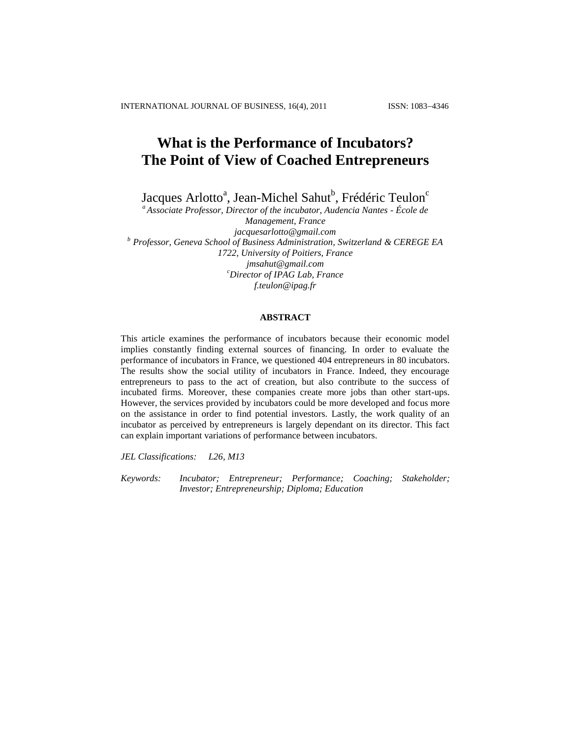# What is the Performance of Incubators? The Point of View of Coached Entrepreneurs

Jacques Arlotto[a], Jean-Michel Sahut[b], Frédéric Teulon[c]

[a] *Associate Professor, Director of the incubator, Audencia Nantes - École de Management, France*
*jacquesarlotto@gmail.com*

[b] *Professor, Geneva School of Business Administration, Switzerland & CEREGE EA 1722, University of Poitiers, France*
*jmsahut@gmail.com*

[c] *Director of IPAG Lab, France*
*f.teulon@ipag.fr*

## ABSTRACT

This article examines the performance of incubators because their economic model implies constantly finding external sources of financing. In order to evaluate the performance of incubators in France, we questioned 404 entrepreneurs in 80 incubators. The results show the social utility of incubators in France. Indeed, they encourage entrepreneurs to pass to the act of creation, but also contribute to the success of incubated firms. Moreover, these companies create more jobs than other start-ups. However, the services provided by incubators could be more developed and focus more on the assistance in order to find potential investors. Lastly, the work quality of an incubator as perceived by entrepreneurs is largely dependant on its director. This fact can explain important variations of performance between incubators.

*JEL Classifications:* *L26, M13*

*Keywords:* *Incubator; Entrepreneur; Performance; Coaching; Stakeholder; Investor; Entrepreneurship; Diploma; Education*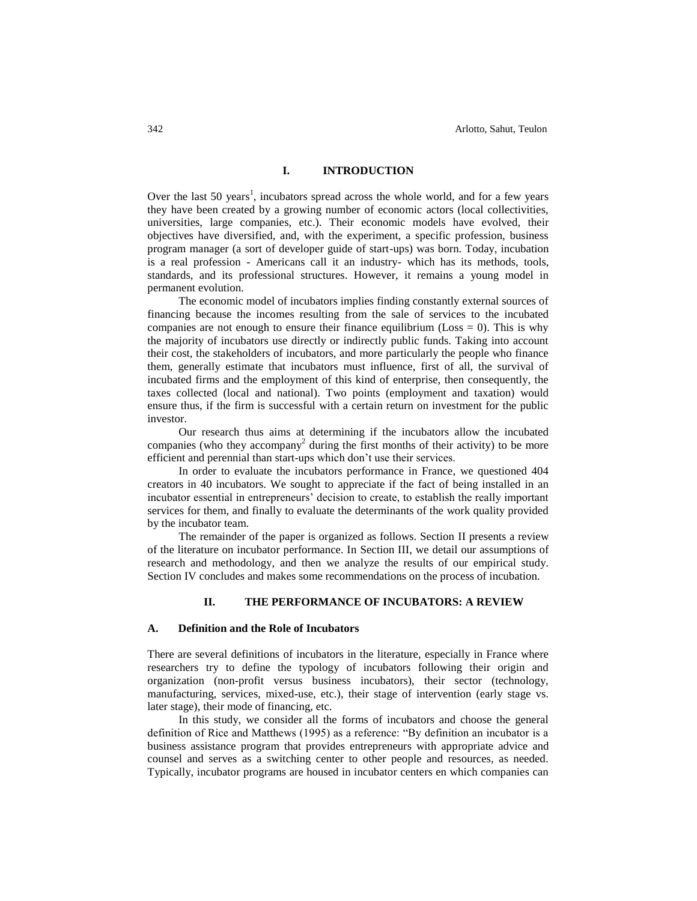## I. INTRODUCTION

Over the last 50 years[1], incubators spread across the whole world, and for a few years they have been created by a growing number of economic actors (local collectivities, universities, large companies, etc.). Their economic models have evolved, their objectives have diversified, and, with the experiment, a specific profession, business program manager (a sort of developer guide of start-ups) was born. Today, incubation is a real profession - Americans call it an industry- which has its methods, tools, standards, and its professional structures. However, it remains a young model in permanent evolution.

The economic model of incubators implies finding constantly external sources of financing because the incomes resulting from the sale of services to the incubated companies are not enough to ensure their finance equilibrium (Loss = 0). This is why the majority of incubators use directly or indirectly public funds. Taking into account their cost, the stakeholders of incubators, and more particularly the people who finance them, generally estimate that incubators must influence, first of all, the survival of incubated firms and the employment of this kind of enterprise, then consequently, the taxes collected (local and national). Two points (employment and taxation) would ensure thus, if the firm is successful with a certain return on investment for the public investor.

Our research thus aims at determining if the incubators allow the incubated companies (who they accompany[2] during the first months of their activity) to be more efficient and perennial than start-ups which don't use their services.

In order to evaluate the incubators performance in France, we questioned 404 creators in 40 incubators. We sought to appreciate if the fact of being installed in an incubator essential in entrepreneurs' decision to create, to establish the really important services for them, and finally to evaluate the determinants of the work quality provided by the incubator team.

The remainder of the paper is organized as follows. Section II presents a review of the literature on incubator performance. In Section III, we detail our assumptions of research and methodology, and then we analyze the results of our empirical study. Section IV concludes and makes some recommendations on the process of incubation.

## II. THE PERFORMANCE OF INCUBATORS: A REVIEW

### A. Definition and the Role of Incubators

There are several definitions of incubators in the literature, especially in France where researchers try to define the typology of incubators following their origin and organization (non-profit versus business incubators), their sector (technology, manufacturing, services, mixed-use, etc.), their stage of intervention (early stage vs. later stage), their mode of financing, etc.

In this study, we consider all the forms of incubators and choose the general definition of Rice and Matthews (1995) as a reference: "By definition an incubator is a business assistance program that provides entrepreneurs with appropriate advice and counsel and serves as a switching center to other people and resources, as needed. Typically, incubator programs are housed in incubator centers en which companies can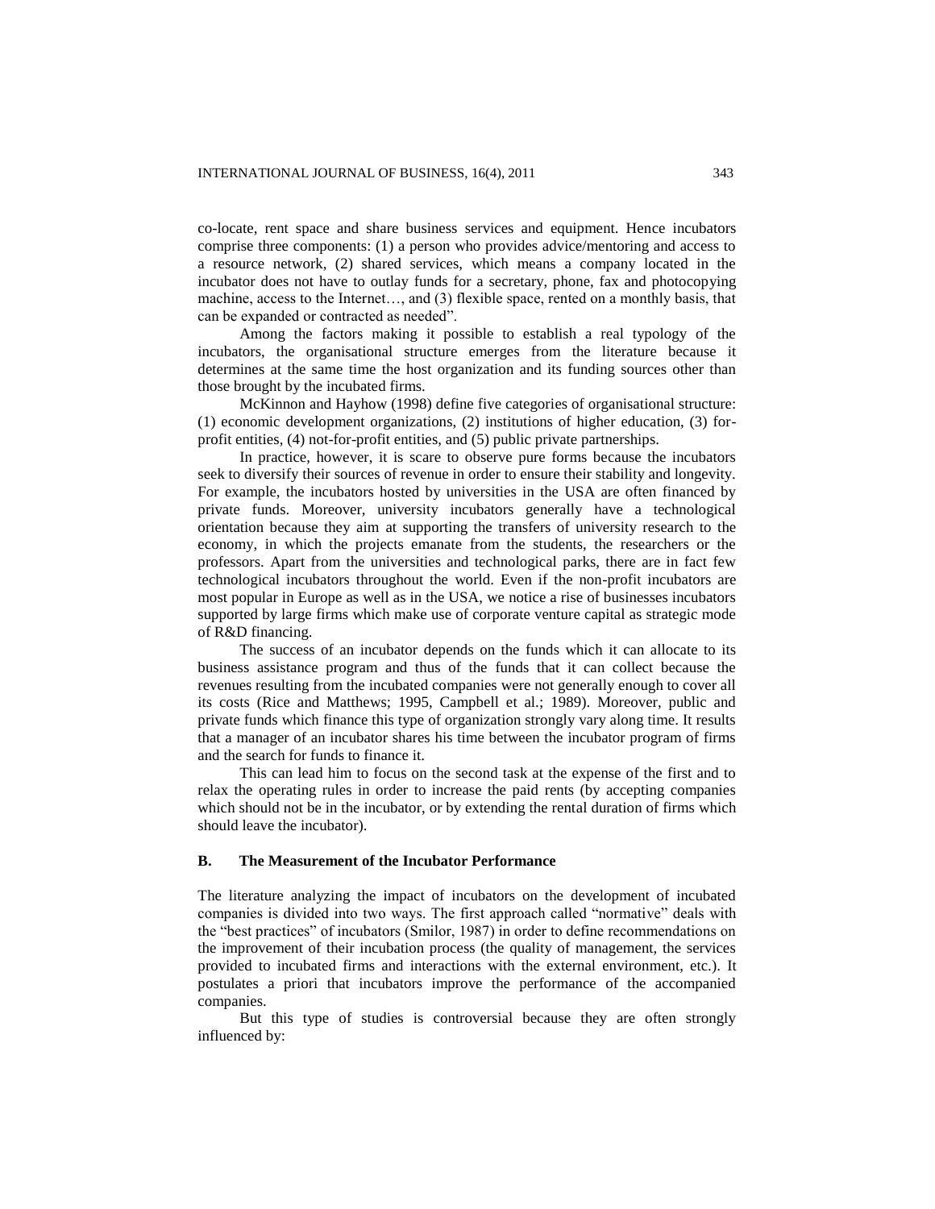co-locate, rent space and share business services and equipment. Hence incubators comprise three components: (1) a person who provides advice/mentoring and access to a resource network, (2) shared services, which means a company located in the incubator does not have to outlay funds for a secretary, phone, fax and photocopying machine, access to the Internet…, and (3) flexible space, rented on a monthly basis, that can be expanded or contracted as needed".

Among the factors making it possible to establish a real typology of the incubators, the organisational structure emerges from the literature because it determines at the same time the host organization and its funding sources other than those brought by the incubated firms.

McKinnon and Hayhow (1998) define five categories of organisational structure: (1) economic development organizations, (2) institutions of higher education, (3) for-profit entities, (4) not-for-profit entities, and (5) public private partnerships.

In practice, however, it is scare to observe pure forms because the incubators seek to diversify their sources of revenue in order to ensure their stability and longevity. For example, the incubators hosted by universities in the USA are often financed by private funds. Moreover, university incubators generally have a technological orientation because they aim at supporting the transfers of university research to the economy, in which the projects emanate from the students, the researchers or the professors. Apart from the universities and technological parks, there are in fact few technological incubators throughout the world. Even if the non-profit incubators are most popular in Europe as well as in the USA, we notice a rise of businesses incubators supported by large firms which make use of corporate venture capital as strategic mode of R&D financing.

The success of an incubator depends on the funds which it can allocate to its business assistance program and thus of the funds that it can collect because the revenues resulting from the incubated companies were not generally enough to cover all its costs (Rice and Matthews; 1995, Campbell et al.; 1989). Moreover, public and private funds which finance this type of organization strongly vary along time. It results that a manager of an incubator shares his time between the incubator program of firms and the search for funds to finance it.

This can lead him to focus on the second task at the expense of the first and to relax the operating rules in order to increase the paid rents (by accepting companies which should not be in the incubator, or by extending the rental duration of firms which should leave the incubator).

### B. The Measurement of the Incubator Performance

The literature analyzing the impact of incubators on the development of incubated companies is divided into two ways. The first approach called "normative" deals with the "best practices" of incubators (Smilor, 1987) in order to define recommendations on the improvement of their incubation process (the quality of management, the services provided to incubated firms and interactions with the external environment, etc.). It postulates a priori that incubators improve the performance of the accompanied companies.

But this type of studies is controversial because they are often strongly influenced by: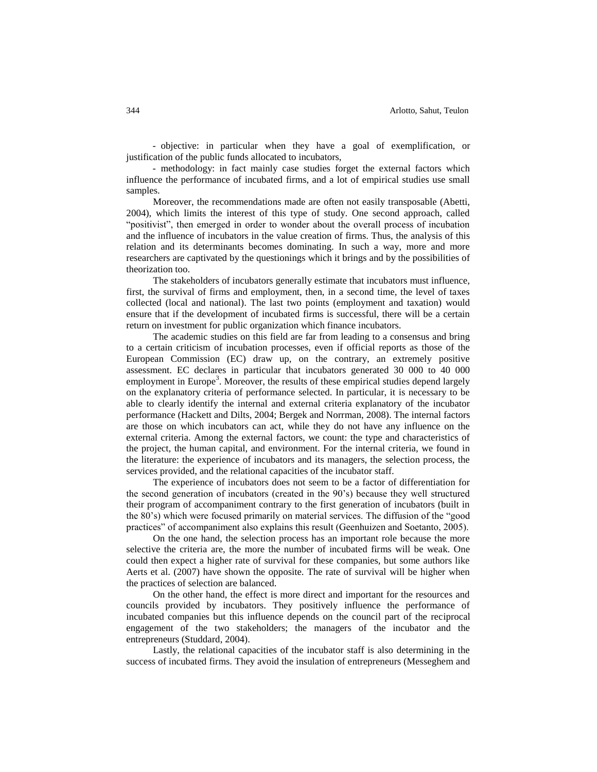- objective: in particular when they have a goal of exemplification, or justification of the public funds allocated to incubators,

- methodology: in fact mainly case studies forget the external factors which influence the performance of incubated firms, and a lot of empirical studies use small samples.

Moreover, the recommendations made are often not easily transposable (Abetti, 2004), which limits the interest of this type of study. One second approach, called "positivist", then emerged in order to wonder about the overall process of incubation and the influence of incubators in the value creation of firms. Thus, the analysis of this relation and its determinants becomes dominating. In such a way, more and more researchers are captivated by the questionings which it brings and by the possibilities of theorization too.

The stakeholders of incubators generally estimate that incubators must influence, first, the survival of firms and employment, then, in a second time, the level of taxes collected (local and national). The last two points (employment and taxation) would ensure that if the development of incubated firms is successful, there will be a certain return on investment for public organization which finance incubators.

The academic studies on this field are far from leading to a consensus and bring to a certain criticism of incubation processes, even if official reports as those of the European Commission (EC) draw up, on the contrary, an extremely positive assessment. EC declares in particular that incubators generated 30 000 to 40 000 employment in Europe[3]. Moreover, the results of these empirical studies depend largely on the explanatory criteria of performance selected. In particular, it is necessary to be able to clearly identify the internal and external criteria explanatory of the incubator performance (Hackett and Dilts, 2004; Bergek and Norrman, 2008). The internal factors are those on which incubators can act, while they do not have any influence on the external criteria. Among the external factors, we count: the type and characteristics of the project, the human capital, and environment. For the internal criteria, we found in the literature: the experience of incubators and its managers, the selection process, the services provided, and the relational capacities of the incubator staff.

The experience of incubators does not seem to be a factor of differentiation for the second generation of incubators (created in the 90's) because they well structured their program of accompaniment contrary to the first generation of incubators (built in the 80's) which were focused primarily on material services. The diffusion of the "good practices" of accompaniment also explains this result (Geenhuizen and Soetanto, 2005).

On the one hand, the selection process has an important role because the more selective the criteria are, the more the number of incubated firms will be weak. One could then expect a higher rate of survival for these companies, but some authors like Aerts et al. (2007) have shown the opposite. The rate of survival will be higher when the practices of selection are balanced.

On the other hand, the effect is more direct and important for the resources and councils provided by incubators. They positively influence the performance of incubated companies but this influence depends on the council part of the reciprocal engagement of the two stakeholders; the managers of the incubator and the entrepreneurs (Studdard, 2004).

Lastly, the relational capacities of the incubator staff is also determining in the success of incubated firms. They avoid the insulation of entrepreneurs (Messeghem and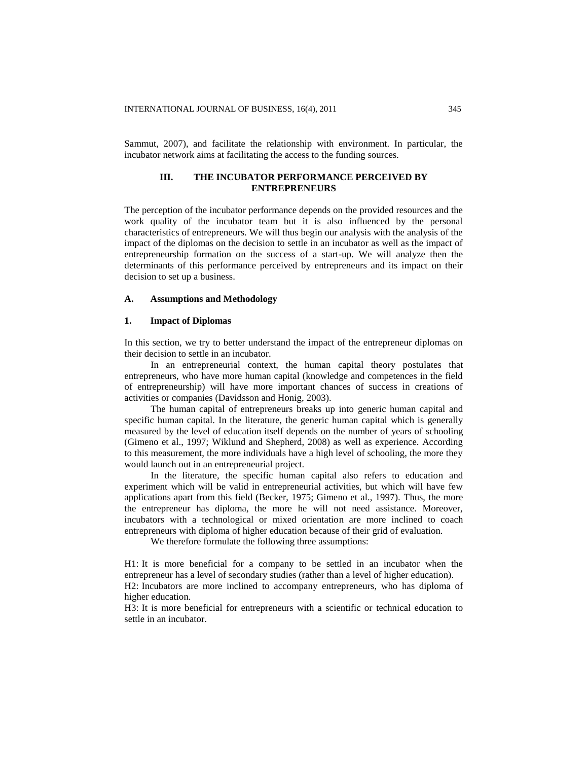Sammut, 2007), and facilitate the relationship with environment. In particular, the incubator network aims at facilitating the access to the funding sources.

## III. THE INCUBATOR PERFORMANCE PERCEIVED BY ENTREPRENEURS

The perception of the incubator performance depends on the provided resources and the work quality of the incubator team but it is also influenced by the personal characteristics of entrepreneurs. We will thus begin our analysis with the analysis of the impact of the diplomas on the decision to settle in an incubator as well as the impact of entrepreneurship formation on the success of a start-up. We will analyze then the determinants of this performance perceived by entrepreneurs and its impact on their decision to set up a business.

### A. Assumptions and Methodology

#### 1. Impact of Diplomas

In this section, we try to better understand the impact of the entrepreneur diplomas on their decision to settle in an incubator.

In an entrepreneurial context, the human capital theory postulates that entrepreneurs, who have more human capital (knowledge and competences in the field of entrepreneurship) will have more important chances of success in creations of activities or companies (Davidsson and Honig, 2003).

The human capital of entrepreneurs breaks up into generic human capital and specific human capital. In the literature, the generic human capital which is generally measured by the level of education itself depends on the number of years of schooling (Gimeno et al., 1997; Wiklund and Shepherd, 2008) as well as experience. According to this measurement, the more individuals have a high level of schooling, the more they would launch out in an entrepreneurial project.

In the literature, the specific human capital also refers to education and experiment which will be valid in entrepreneurial activities, but which will have few applications apart from this field (Becker, 1975; Gimeno et al., 1997). Thus, the more the entrepreneur has diploma, the more he will not need assistance. Moreover, incubators with a technological or mixed orientation are more inclined to coach entrepreneurs with diploma of higher education because of their grid of evaluation.

We therefore formulate the following three assumptions:

H1: It is more beneficial for a company to be settled in an incubator when the entrepreneur has a level of secondary studies (rather than a level of higher education).
H2: Incubators are more inclined to accompany entrepreneurs, who has diploma of higher education.
H3: It is more beneficial for entrepreneurs with a scientific or technical education to settle in an incubator.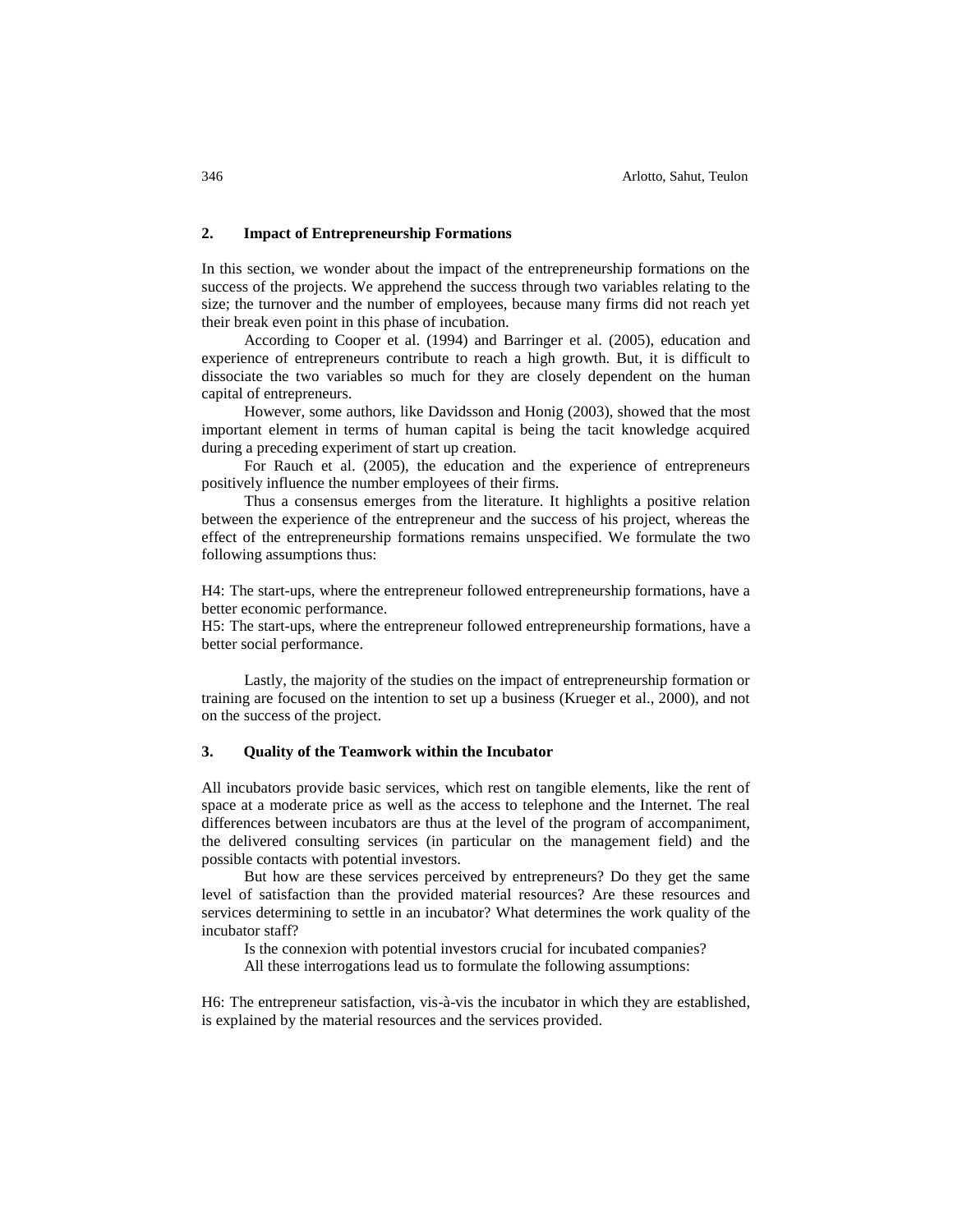## 2. Impact of Entrepreneurship Formations

In this section, we wonder about the impact of the entrepreneurship formations on the success of the projects. We apprehend the success through two variables relating to the size; the turnover and the number of employees, because many firms did not reach yet their break even point in this phase of incubation.

According to Cooper et al. (1994) and Barringer et al. (2005), education and experience of entrepreneurs contribute to reach a high growth. But, it is difficult to dissociate the two variables so much for they are closely dependent on the human capital of entrepreneurs.

However, some authors, like Davidsson and Honig (2003), showed that the most important element in terms of human capital is being the tacit knowledge acquired during a preceding experiment of start up creation.

For Rauch et al. (2005), the education and the experience of entrepreneurs positively influence the number employees of their firms.

Thus a consensus emerges from the literature. It highlights a positive relation between the experience of the entrepreneur and the success of his project, whereas the effect of the entrepreneurship formations remains unspecified. We formulate the two following assumptions thus:

H4: The start-ups, where the entrepreneur followed entrepreneurship formations, have a better economic performance.
H5: The start-ups, where the entrepreneur followed entrepreneurship formations, have a better social performance.

Lastly, the majority of the studies on the impact of entrepreneurship formation or training are focused on the intention to set up a business (Krueger et al., 2000), and not on the success of the project.

## 3. Quality of the Teamwork within the Incubator

All incubators provide basic services, which rest on tangible elements, like the rent of space at a moderate price as well as the access to telephone and the Internet. The real differences between incubators are thus at the level of the program of accompaniment, the delivered consulting services (in particular on the management field) and the possible contacts with potential investors.

But how are these services perceived by entrepreneurs? Do they get the same level of satisfaction than the provided material resources? Are these resources and services determining to settle in an incubator? What determines the work quality of the incubator staff?

Is the connexion with potential investors crucial for incubated companies?

All these interrogations lead us to formulate the following assumptions:

H6: The entrepreneur satisfaction, vis-à-vis the incubator in which they are established, is explained by the material resources and the services provided.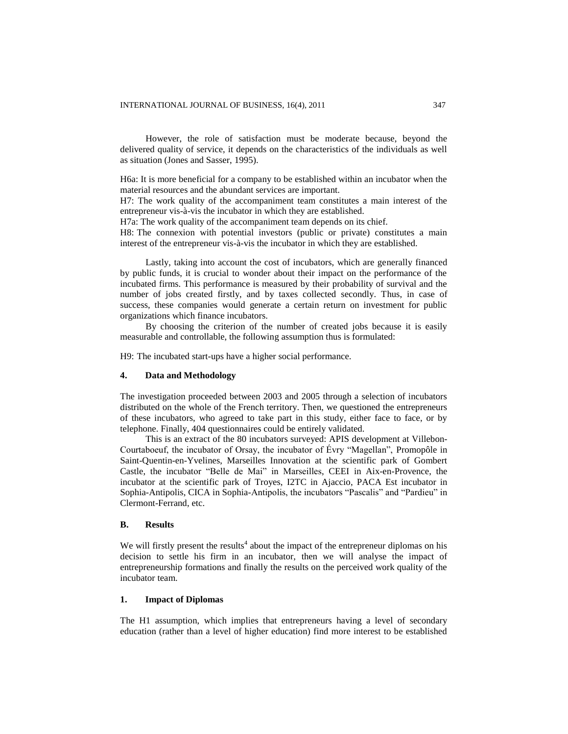However, the role of satisfaction must be moderate because, beyond the delivered quality of service, it depends on the characteristics of the individuals as well as situation (Jones and Sasser, 1995).

H6a: It is more beneficial for a company to be established within an incubator when the material resources and the abundant services are important.
H7: The work quality of the accompaniment team constitutes a main interest of the entrepreneur vis-à-vis the incubator in which they are established.
H7a: The work quality of the accompaniment team depends on its chief.
H8: The connexion with potential investors (public or private) constitutes a main interest of the entrepreneur vis-à-vis the incubator in which they are established.

Lastly, taking into account the cost of incubators, which are generally financed by public funds, it is crucial to wonder about their impact on the performance of the incubated firms. This performance is measured by their probability of survival and the number of jobs created firstly, and by taxes collected secondly. Thus, in case of success, these companies would generate a certain return on investment for public organizations which finance incubators.

By choosing the criterion of the number of created jobs because it is easily measurable and controllable, the following assumption thus is formulated:

H9: The incubated start-ups have a higher social performance.

## 4. Data and Methodology

The investigation proceeded between 2003 and 2005 through a selection of incubators distributed on the whole of the French territory. Then, we questioned the entrepreneurs of these incubators, who agreed to take part in this study, either face to face, or by telephone. Finally, 404 questionnaires could be entirely validated.

This is an extract of the 80 incubators surveyed: APIS development at Villebon-Courtaboeuf, the incubator of Orsay, the incubator of Évry "Magellan", Promopôle in Saint-Quentin-en-Yvelines, Marseilles Innovation at the scientific park of Gombert Castle, the incubator "Belle de Mai" in Marseilles, CEEI in Aix-en-Provence, the incubator at the scientific park of Troyes, I2TC in Ajaccio, PACA Est incubator in Sophia-Antipolis, CICA in Sophia-Antipolis, the incubators "Pascalis" and "Pardieu" in Clermont-Ferrand, etc.

## B. Results

We will firstly present the results[4] about the impact of the entrepreneur diplomas on his decision to settle his firm in an incubator, then we will analyse the impact of entrepreneurship formations and finally the results on the perceived work quality of the incubator team.

### 1. Impact of Diplomas

The H1 assumption, which implies that entrepreneurs having a level of secondary education (rather than a level of higher education) find more interest to be established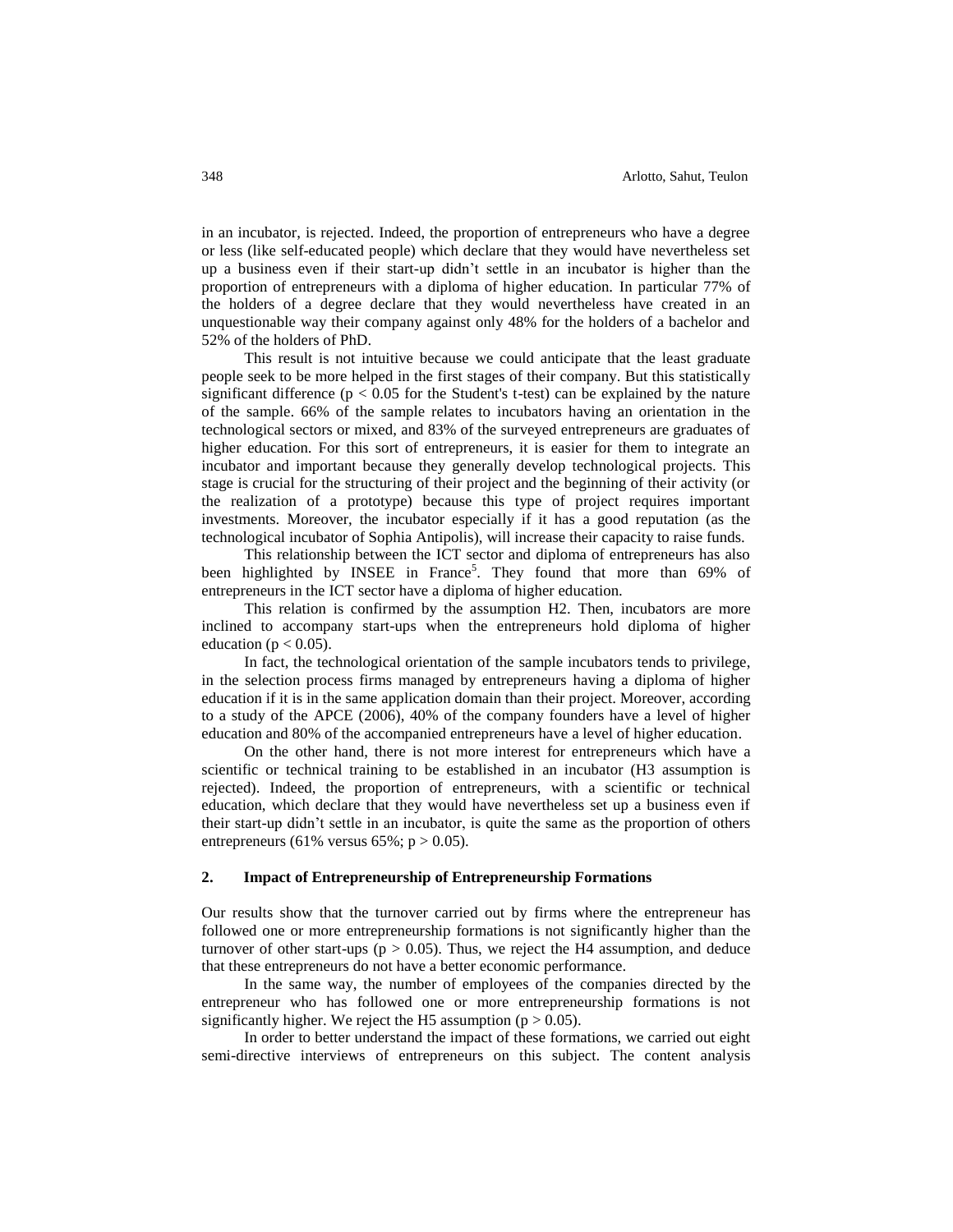in an incubator, is rejected. Indeed, the proportion of entrepreneurs who have a degree or less (like self-educated people) which declare that they would have nevertheless set up a business even if their start-up didn't settle in an incubator is higher than the proportion of entrepreneurs with a diploma of higher education. In particular 77% of the holders of a degree declare that they would nevertheless have created in an unquestionable way their company against only 48% for the holders of a bachelor and 52% of the holders of PhD.

This result is not intuitive because we could anticipate that the least graduate people seek to be more helped in the first stages of their company. But this statistically significant difference ($p < 0.05$ for the Student's t-test) can be explained by the nature of the sample. 66% of the sample relates to incubators having an orientation in the technological sectors or mixed, and 83% of the surveyed entrepreneurs are graduates of higher education. For this sort of entrepreneurs, it is easier for them to integrate an incubator and important because they generally develop technological projects. This stage is crucial for the structuring of their project and the beginning of their activity (or the realization of a prototype) because this type of project requires important investments. Moreover, the incubator especially if it has a good reputation (as the technological incubator of Sophia Antipolis), will increase their capacity to raise funds.

This relationship between the ICT sector and diploma of entrepreneurs has also been highlighted by INSEE in France[5]. They found that more than 69% of entrepreneurs in the ICT sector have a diploma of higher education.

This relation is confirmed by the assumption H2. Then, incubators are more inclined to accompany start-ups when the entrepreneurs hold diploma of higher education ($p < 0.05$).

In fact, the technological orientation of the sample incubators tends to privilege, in the selection process firms managed by entrepreneurs having a diploma of higher education if it is in the same application domain than their project. Moreover, according to a study of the APCE (2006), 40% of the company founders have a level of higher education and 80% of the accompanied entrepreneurs have a level of higher education.

On the other hand, there is not more interest for entrepreneurs which have a scientific or technical training to be established in an incubator (H3 assumption is rejected). Indeed, the proportion of entrepreneurs, with a scientific or technical education, which declare that they would have nevertheless set up a business even if their start-up didn't settle in an incubator, is quite the same as the proportion of others entrepreneurs (61% versus 65%; $p > 0.05$).

## 2. Impact of Entrepreneurship of Entrepreneurship Formations

Our results show that the turnover carried out by firms where the entrepreneur has followed one or more entrepreneurship formations is not significantly higher than the turnover of other start-ups ($p > 0.05$). Thus, we reject the H4 assumption, and deduce that these entrepreneurs do not have a better economic performance.

In the same way, the number of employees of the companies directed by the entrepreneur who has followed one or more entrepreneurship formations is not significantly higher. We reject the H5 assumption ($p > 0.05$).

In order to better understand the impact of these formations, we carried out eight semi-directive interviews of entrepreneurs on this subject. The content analysis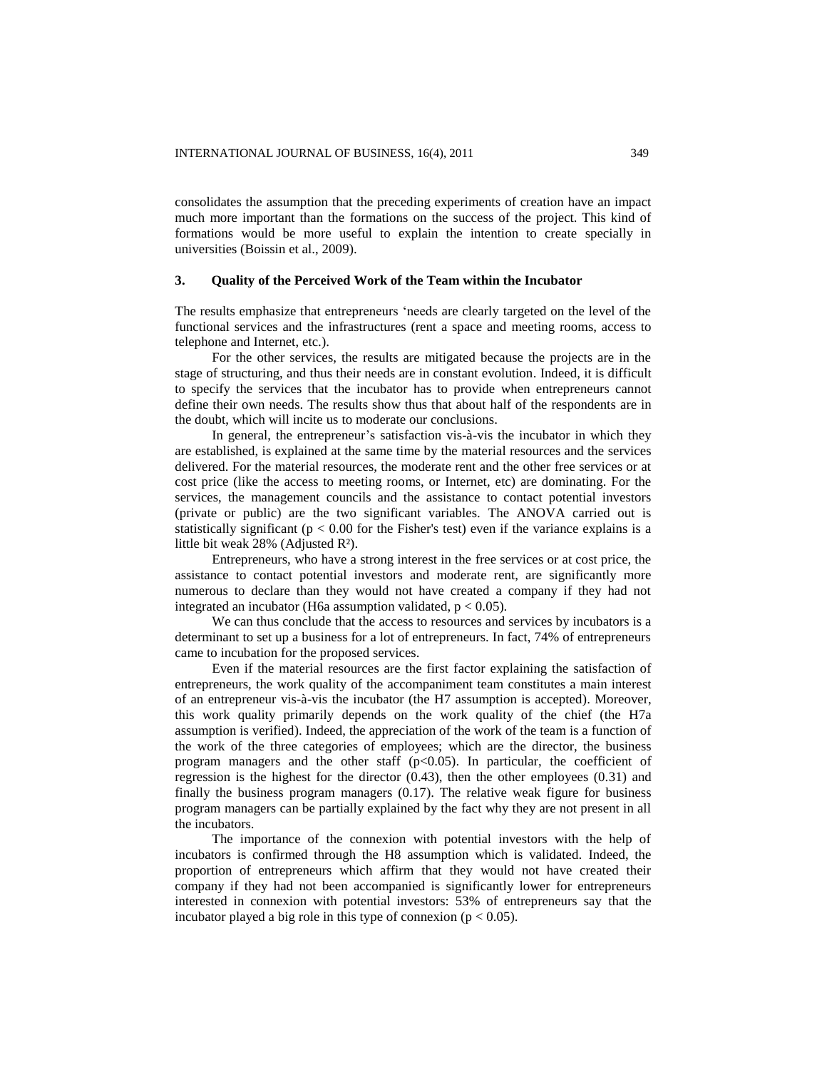consolidates the assumption that the preceding experiments of creation have an impact much more important than the formations on the success of the project. This kind of formations would be more useful to explain the intention to create specially in universities (Boissin et al., 2009).

## 3. Quality of the Perceived Work of the Team within the Incubator

The results emphasize that entrepreneurs 'needs are clearly targeted on the level of the functional services and the infrastructures (rent a space and meeting rooms, access to telephone and Internet, etc.).

For the other services, the results are mitigated because the projects are in the stage of structuring, and thus their needs are in constant evolution. Indeed, it is difficult to specify the services that the incubator has to provide when entrepreneurs cannot define their own needs. The results show thus that about half of the respondents are in the doubt, which will incite us to moderate our conclusions.

In general, the entrepreneur's satisfaction vis-à-vis the incubator in which they are established, is explained at the same time by the material resources and the services delivered. For the material resources, the moderate rent and the other free services or at cost price (like the access to meeting rooms, or Internet, etc) are dominating. For the services, the management councils and the assistance to contact potential investors (private or public) are the two significant variables. The ANOVA carried out is statistically significant ($p < 0.00$ for the Fisher's test) even if the variance explains is a little bit weak 28% (Adjusted $R^2$).

Entrepreneurs, who have a strong interest in the free services or at cost price, the assistance to contact potential investors and moderate rent, are significantly more numerous to declare than they would not have created a company if they had not integrated an incubator (H6a assumption validated, $p < 0.05$).

We can thus conclude that the access to resources and services by incubators is a determinant to set up a business for a lot of entrepreneurs. In fact, 74% of entrepreneurs came to incubation for the proposed services.

Even if the material resources are the first factor explaining the satisfaction of entrepreneurs, the work quality of the accompaniment team constitutes a main interest of an entrepreneur vis-à-vis the incubator (the H7 assumption is accepted). Moreover, this work quality primarily depends on the work quality of the chief (the H7a assumption is verified). Indeed, the appreciation of the work of the team is a function of the work of the three categories of employees; which are the director, the business program managers and the other staff ($p<0.05$). In particular, the coefficient of regression is the highest for the director (0.43), then the other employees (0.31) and finally the business program managers (0.17). The relative weak figure for business program managers can be partially explained by the fact why they are not present in all the incubators.

The importance of the connexion with potential investors with the help of incubators is confirmed through the H8 assumption which is validated. Indeed, the proportion of entrepreneurs which affirm that they would not have created their company if they had not been accompanied is significantly lower for entrepreneurs interested in connexion with potential investors: 53% of entrepreneurs say that the incubator played a big role in this type of connexion ($p < 0.05$).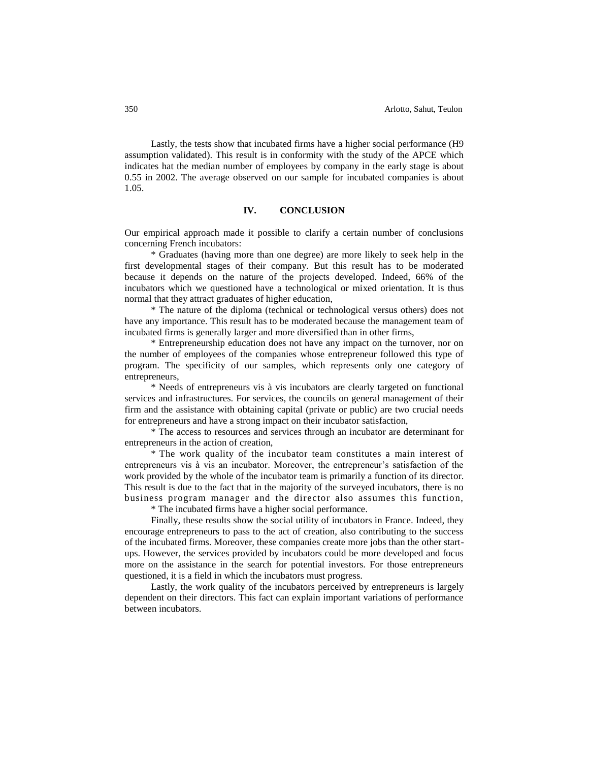Lastly, the tests show that incubated firms have a higher social performance (H9 assumption validated). This result is in conformity with the study of the APCE which indicates hat the median number of employees by company in the early stage is about 0.55 in 2002. The average observed on our sample for incubated companies is about 1.05.

## IV. CONCLUSION

Our empirical approach made it possible to clarify a certain number of conclusions concerning French incubators:

* Graduates (having more than one degree) are more likely to seek help in the first developmental stages of their company. But this result has to be moderated because it depends on the nature of the projects developed. Indeed, 66% of the incubators which we questioned have a technological or mixed orientation. It is thus normal that they attract graduates of higher education,

* The nature of the diploma (technical or technological versus others) does not have any importance. This result has to be moderated because the management team of incubated firms is generally larger and more diversified than in other firms,

* Entrepreneurship education does not have any impact on the turnover, nor on the number of employees of the companies whose entrepreneur followed this type of program. The specificity of our samples, which represents only one category of entrepreneurs,

* Needs of entrepreneurs vis à vis incubators are clearly targeted on functional services and infrastructures. For services, the councils on general management of their firm and the assistance with obtaining capital (private or public) are two crucial needs for entrepreneurs and have a strong impact on their incubator satisfaction,

* The access to resources and services through an incubator are determinant for entrepreneurs in the action of creation,

* The work quality of the incubator team constitutes a main interest of entrepreneurs vis à vis an incubator. Moreover, the entrepreneur's satisfaction of the work provided by the whole of the incubator team is primarily a function of its director. This result is due to the fact that in the majority of the surveyed incubators, there is no business program manager and the director also assumes this function,

* The incubated firms have a higher social performance.

Finally, these results show the social utility of incubators in France. Indeed, they encourage entrepreneurs to pass to the act of creation, also contributing to the success of the incubated firms. Moreover, these companies create more jobs than the other start-ups. However, the services provided by incubators could be more developed and focus more on the assistance in the search for potential investors. For those entrepreneurs questioned, it is a field in which the incubators must progress.

Lastly, the work quality of the incubators perceived by entrepreneurs is largely dependent on their directors. This fact can explain important variations of performance between incubators.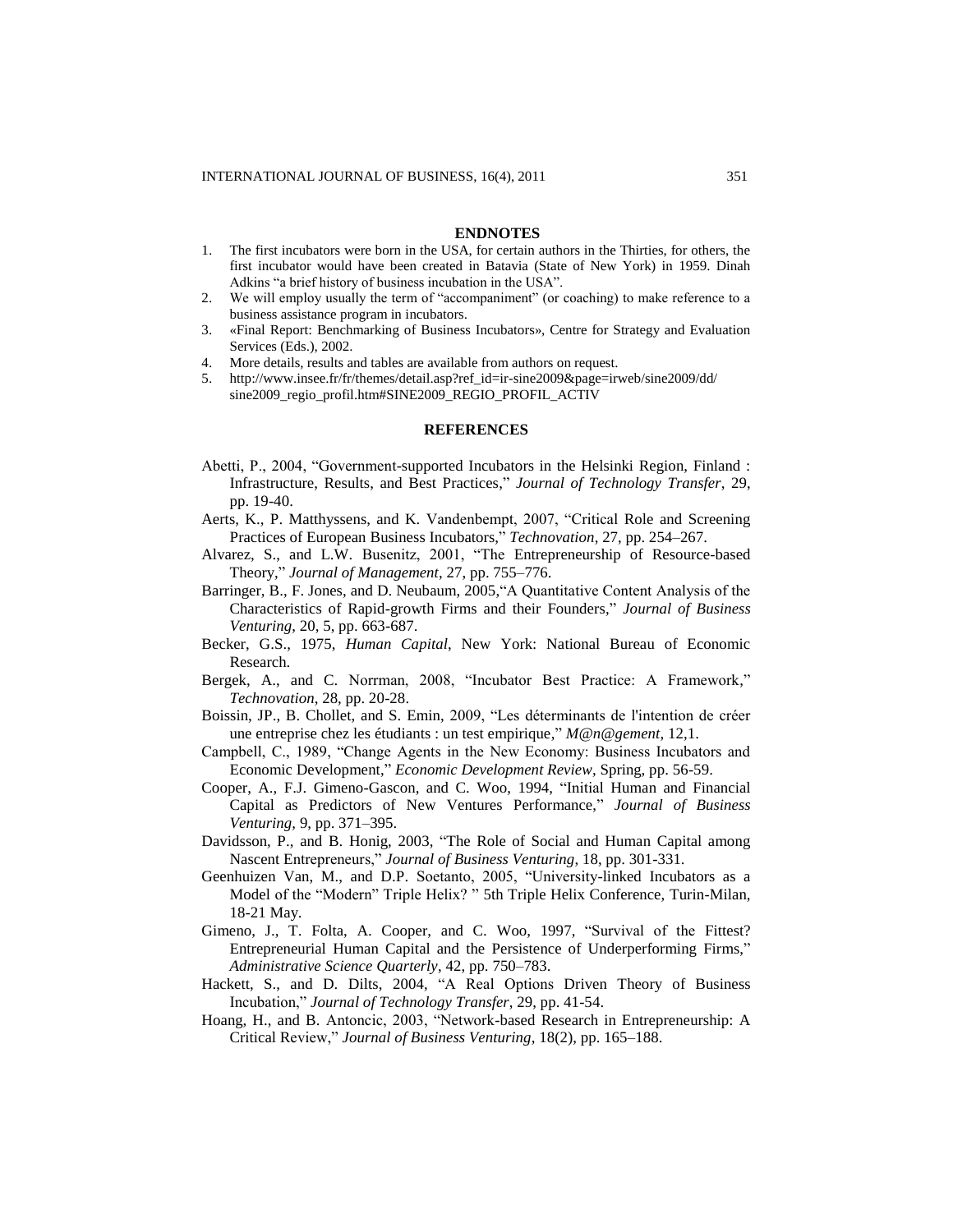## ENDNOTES

1. The first incubators were born in the USA, for certain authors in the Thirties, for others, the first incubator would have been created in Batavia (State of New York) in 1959. Dinah Adkins "a brief history of business incubation in the USA".
2. We will employ usually the term of "accompaniment" (or coaching) to make reference to a business assistance program in incubators.
3. «Final Report: Benchmarking of Business Incubators», Centre for Strategy and Evaluation Services (Eds.), 2002.
4. More details, results and tables are available from authors on request.
5. http://www.insee.fr/fr/themes/detail.asp?ref_id=ir-sine2009&page=irweb/sine2009/dd/sine2009_regio_profil.htm#SINE2009_REGIO_PROFIL_ACTIV

## REFERENCES

Abetti, P., 2004, "Government-supported Incubators in the Helsinki Region, Finland : Infrastructure, Results, and Best Practices," *Journal of Technology Transfer*, 29, pp. 19-40.

Aerts, K., P. Matthyssens, and K. Vandenbempt, 2007, "Critical Role and Screening Practices of European Business Incubators," *Technovation*, 27, pp. 254–267.

Alvarez, S., and L.W. Busenitz, 2001, "The Entrepreneurship of Resource-based Theory," *Journal of Management*, 27, pp. 755–776.

Barringer, B., F. Jones, and D. Neubaum, 2005,"A Quantitative Content Analysis of the Characteristics of Rapid-growth Firms and their Founders," *Journal of Business Venturing*, 20, 5, pp. 663-687.

Becker, G.S., 1975, *Human Capital*, New York: National Bureau of Economic Research.

Bergek, A., and C. Norrman, 2008, "Incubator Best Practice: A Framework," *Technovation*, 28, pp. 20-28.

Boissin, JP., B. Chollet, and S. Emin, 2009, "Les déterminants de l'intention de créer une entreprise chez les étudiants : un test empirique," *M@n@gement*, 12,1.

Campbell, C., 1989, "Change Agents in the New Economy: Business Incubators and Economic Development," *Economic Development Review*, Spring, pp. 56-59.

Cooper, A., F.J. Gimeno-Gascon, and C. Woo, 1994, "Initial Human and Financial Capital as Predictors of New Ventures Performance," *Journal of Business Venturing*, 9, pp. 371–395.

Davidsson, P., and B. Honig, 2003, "The Role of Social and Human Capital among Nascent Entrepreneurs," *Journal of Business Venturing*, 18, pp. 301-331.

Geenhuizen Van, M., and D.P. Soetanto, 2005, "University-linked Incubators as a Model of the "Modern" Triple Helix? " 5th Triple Helix Conference, Turin-Milan, 18-21 May.

Gimeno, J., T. Folta, A. Cooper, and C. Woo, 1997, "Survival of the Fittest? Entrepreneurial Human Capital and the Persistence of Underperforming Firms," *Administrative Science Quarterly*, 42, pp. 750–783.

Hackett, S., and D. Dilts, 2004, "A Real Options Driven Theory of Business Incubation," *Journal of Technology Transfer*, 29, pp. 41-54.

Hoang, H., and B. Antoncic, 2003, "Network-based Research in Entrepreneurship: A Critical Review," *Journal of Business Venturing*, 18(2), pp. 165–188.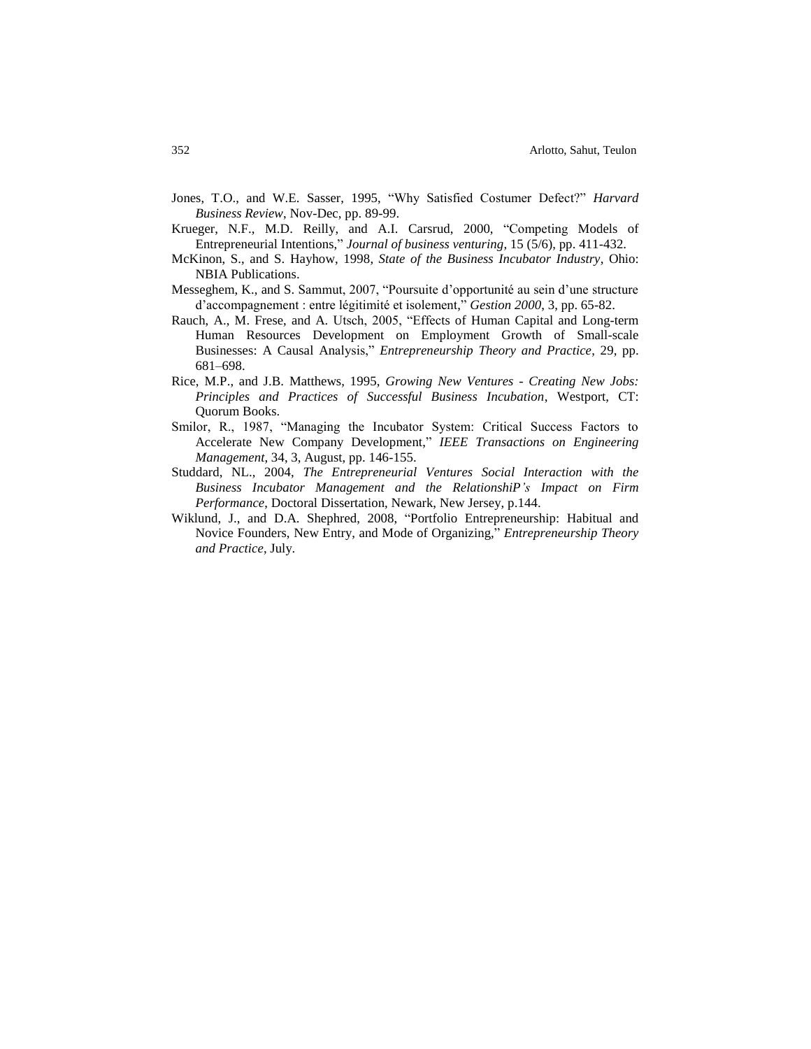Jones, T.O., and W.E. Sasser, 1995, "Why Satisfied Costumer Defect?" *Harvard Business Review*, Nov-Dec, pp. 89-99.

Krueger, N.F., M.D. Reilly, and A.I. Carsrud, 2000, "Competing Models of Entrepreneurial Intentions," *Journal of business venturing*, 15 (5/6), pp. 411-432.

McKinon, S., and S. Hayhow, 1998, *State of the Business Incubator Industry*, Ohio: NBIA Publications.

Messeghem, K., and S. Sammut, 2007, "Poursuite d'opportunité au sein d'une structure d'accompagnement : entre légitimité et isolement," *Gestion 2000*, 3, pp. 65-82.

Rauch, A., M. Frese, and A. Utsch, 2005, "Effects of Human Capital and Long-term Human Resources Development on Employment Growth of Small-scale Businesses: A Causal Analysis," *Entrepreneurship Theory and Practice*, 29, pp. 681–698.

Rice, M.P., and J.B. Matthews, 1995, *Growing New Ventures - Creating New Jobs: Principles and Practices of Successful Business Incubation*, Westport, CT: Quorum Books.

Smilor, R., 1987, "Managing the Incubator System: Critical Success Factors to Accelerate New Company Development," *IEEE Transactions on Engineering Management*, 34, 3, August, pp. 146-155.

Studdard, NL., 2004, *The Entrepreneurial Ventures Social Interaction with the Business Incubator Management and the RelationshiP's Impact on Firm Performance*, Doctoral Dissertation, Newark, New Jersey, p.144.

Wiklund, J., and D.A. Shephred, 2008, "Portfolio Entrepreneurship: Habitual and Novice Founders, New Entry, and Mode of Organizing," *Entrepreneurship Theory and Practice*, July.